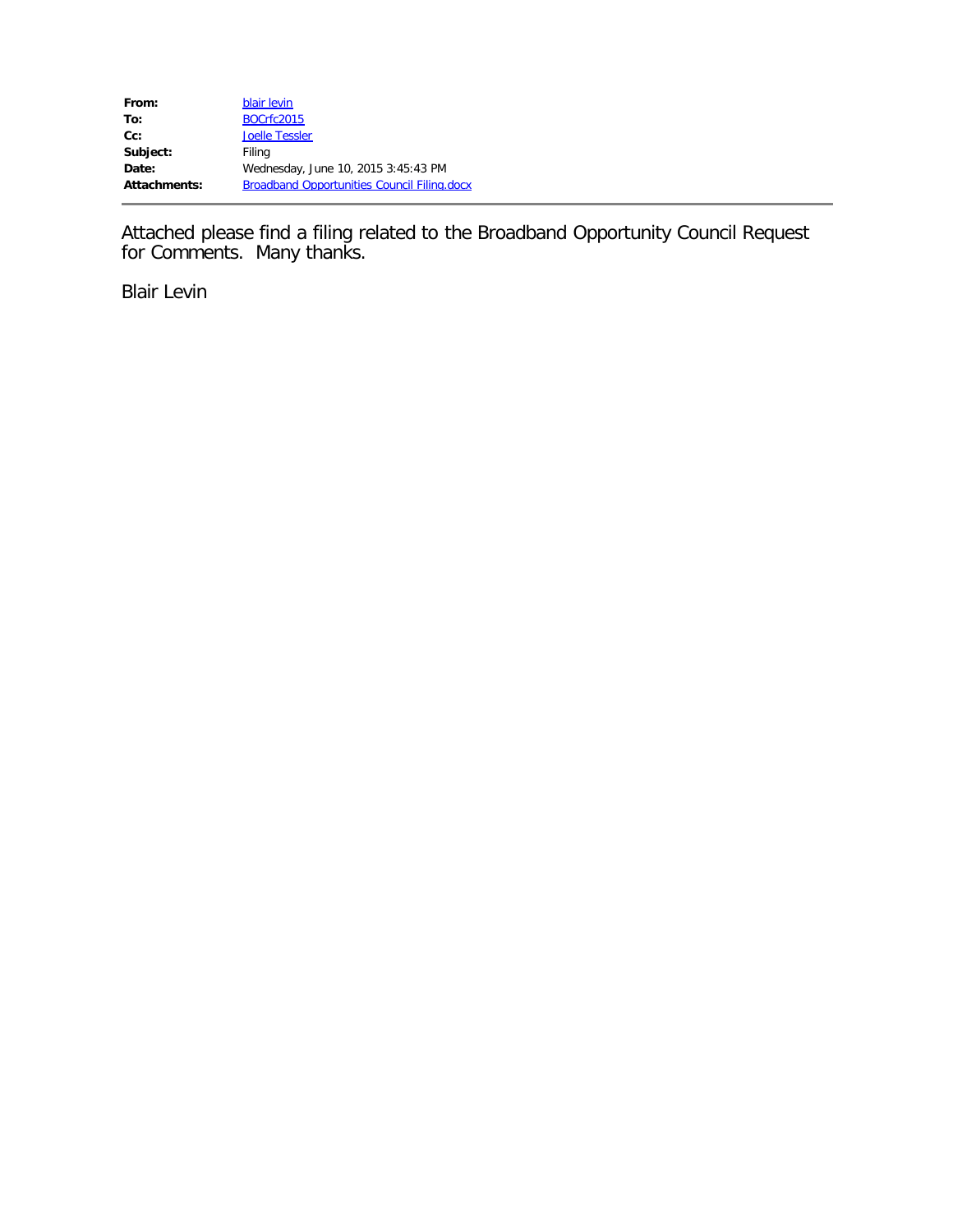| | |
|---|---|
| **From:** | blair levin |
| **To:** | BOCrfc2015 |
| **Cc:** | Joelle Tessler |
| **Subject:** | Filing |
| **Date:** | Wednesday, June 10, 2015 3:45:43 PM |
| **Attachments:** | Broadband Opportunities Council Filing.docx |

Attached please find a filing related to the Broadband Opportunity Council Request for Comments. Many thanks.

Blair Levin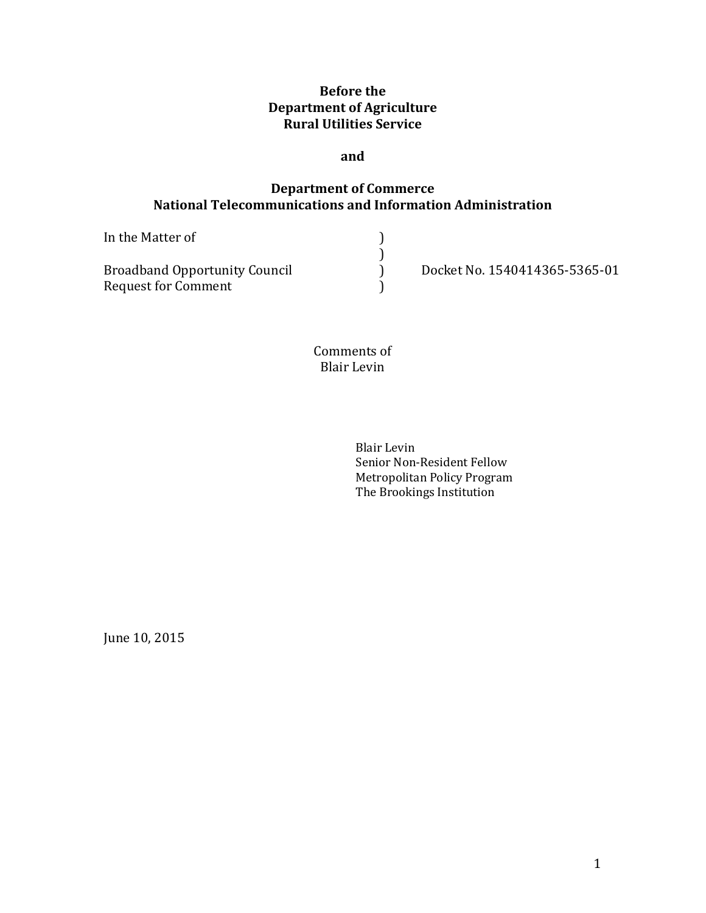**Before the**
**Department of Agriculture**
**Rural Utilities Service**

**and**

**Department of Commerce**
**National Telecommunications and Information Administration**

| | | |
|---|---|---|
| In the Matter of | ) | |
| | ) | |
| Broadband Opportunity Council | ) | Docket No. 1540414365-5365-01 |
| Request for Comment | ) | |

Comments of
Blair Levin

Blair Levin
Senior Non-Resident Fellow
Metropolitan Policy Program
The Brookings Institution

June 10, 2015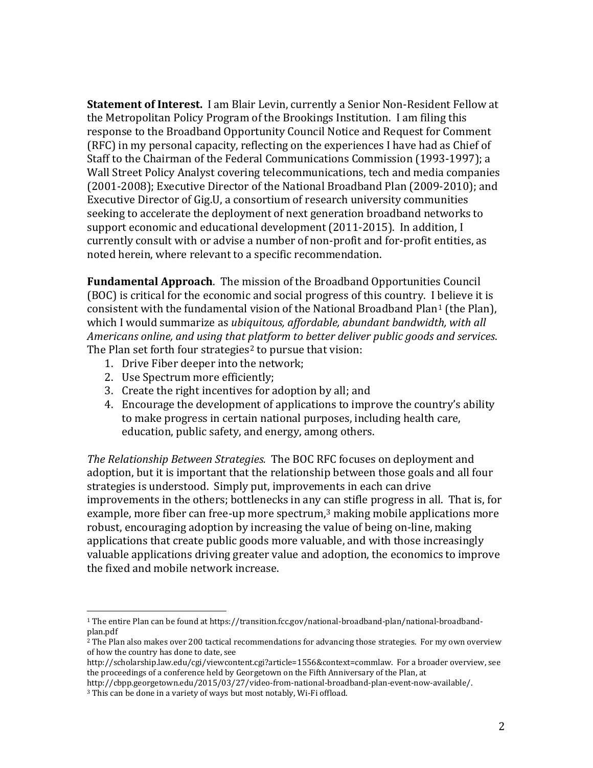**Statement of Interest.** I am Blair Levin, currently a Senior Non-Resident Fellow at the Metropolitan Policy Program of the Brookings Institution. I am filing this response to the Broadband Opportunity Council Notice and Request for Comment (RFC) in my personal capacity, reflecting on the experiences I have had as Chief of Staff to the Chairman of the Federal Communications Commission (1993-1997); a Wall Street Policy Analyst covering telecommunications, tech and media companies (2001-2008); Executive Director of the National Broadband Plan (2009-2010); and Executive Director of Gig.U, a consortium of research university communities seeking to accelerate the deployment of next generation broadband networks to support economic and educational development (2011-2015). In addition, I currently consult with or advise a number of non-profit and for-profit entities, as noted herein, where relevant to a specific recommendation.

**Fundamental Approach**. The mission of the Broadband Opportunities Council (BOC) is critical for the economic and social progress of this country. I believe it is consistent with the fundamental vision of the National Broadband Plan[1] (the Plan), which I would summarize as *ubiquitous, affordable, abundant bandwidth, with all Americans online, and using that platform to better deliver public goods and services*. The Plan set forth four strategies[2] to pursue that vision:

1. Drive Fiber deeper into the network;
2. Use Spectrum more efficiently;
3. Create the right incentives for adoption by all; and
4. Encourage the development of applications to improve the country's ability to make progress in certain national purposes, including health care, education, public safety, and energy, among others.

*The Relationship Between Strategies.* The BOC RFC focuses on deployment and adoption, but it is important that the relationship between those goals and all four strategies is understood. Simply put, improvements in each can drive improvements in the others; bottlenecks in any can stifle progress in all. That is, for example, more fiber can free-up more spectrum,[3] making mobile applications more robust, encouraging adoption by increasing the value of being on-line, making applications that create public goods more valuable, and with those increasingly valuable applications driving greater value and adoption, the economics to improve the fixed and mobile network increase.

---

[1] The entire Plan can be found at https://transition.fcc.gov/national-broadband-plan/national-broadband-plan.pdf

[2] The Plan also makes over 200 tactical recommendations for advancing those strategies. For my own overview of how the country has done to date, see http://scholarship.law.edu/cgi/viewcontent.cgi?article=1556&context=commlaw. For a broader overview, see the proceedings of a conference held by Georgetown on the Fifth Anniversary of the Plan, at http://cbpp.georgetown.edu/2015/03/27/video-from-national-broadband-plan-event-now-available/.

[3] This can be done in a variety of ways but most notably, Wi-Fi offload.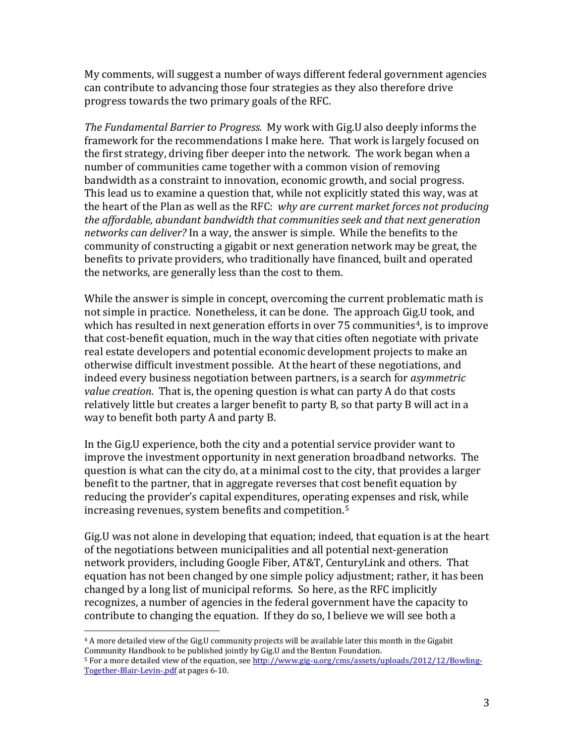My comments, will suggest a number of ways different federal government agencies can contribute to advancing those four strategies as they also therefore drive progress towards the two primary goals of the RFC.

*The Fundamental Barrier to Progress.* My work with Gig.U also deeply informs the framework for the recommendations I make here. That work is largely focused on the first strategy, driving fiber deeper into the network. The work began when a number of communities came together with a common vision of removing bandwidth as a constraint to innovation, economic growth, and social progress. This lead us to examine a question that, while not explicitly stated this way, was at the heart of the Plan as well as the RFC: *why are current market forces not producing the affordable, abundant bandwidth that communities seek and that next generation networks can deliver?* In a way, the answer is simple. While the benefits to the community of constructing a gigabit or next generation network may be great, the benefits to private providers, who traditionally have financed, built and operated the networks, are generally less than the cost to them.

While the answer is simple in concept, overcoming the current problematic math is not simple in practice. Nonetheless, it can be done. The approach Gig.U took, and which has resulted in next generation efforts in over 75 communities[4], is to improve that cost-benefit equation, much in the way that cities often negotiate with private real estate developers and potential economic development projects to make an otherwise difficult investment possible. At the heart of these negotiations, and indeed every business negotiation between partners, is a search for *asymmetric value creation*. That is, the opening question is what can party A do that costs relatively little but creates a larger benefit to party B, so that party B will act in a way to benefit both party A and party B.

In the Gig.U experience, both the city and a potential service provider want to improve the investment opportunity in next generation broadband networks. The question is what can the city do, at a minimal cost to the city, that provides a larger benefit to the partner, that in aggregate reverses that cost benefit equation by reducing the provider's capital expenditures, operating expenses and risk, while increasing revenues, system benefits and competition.[5]

Gig.U was not alone in developing that equation; indeed, that equation is at the heart of the negotiations between municipalities and all potential next-generation network providers, including Google Fiber, AT&T, CenturyLink and others. That equation has not been changed by one simple policy adjustment; rather, it has been changed by a long list of municipal reforms. So here, as the RFC implicitly recognizes, a number of agencies in the federal government have the capacity to contribute to changing the equation. If they do so, I believe we will see both a

---

[4] A more detailed view of the Gig.U community projects will be available later this month in the Gigabit Community Handbook to be published jointly by Gig.U and the Benton Foundation.

[5] For a more detailed view of the equation, see http://www.gig-u.org/cms/assets/uploads/2012/12/Bowling-Together-Blair-Levin-.pdf at pages 6-10.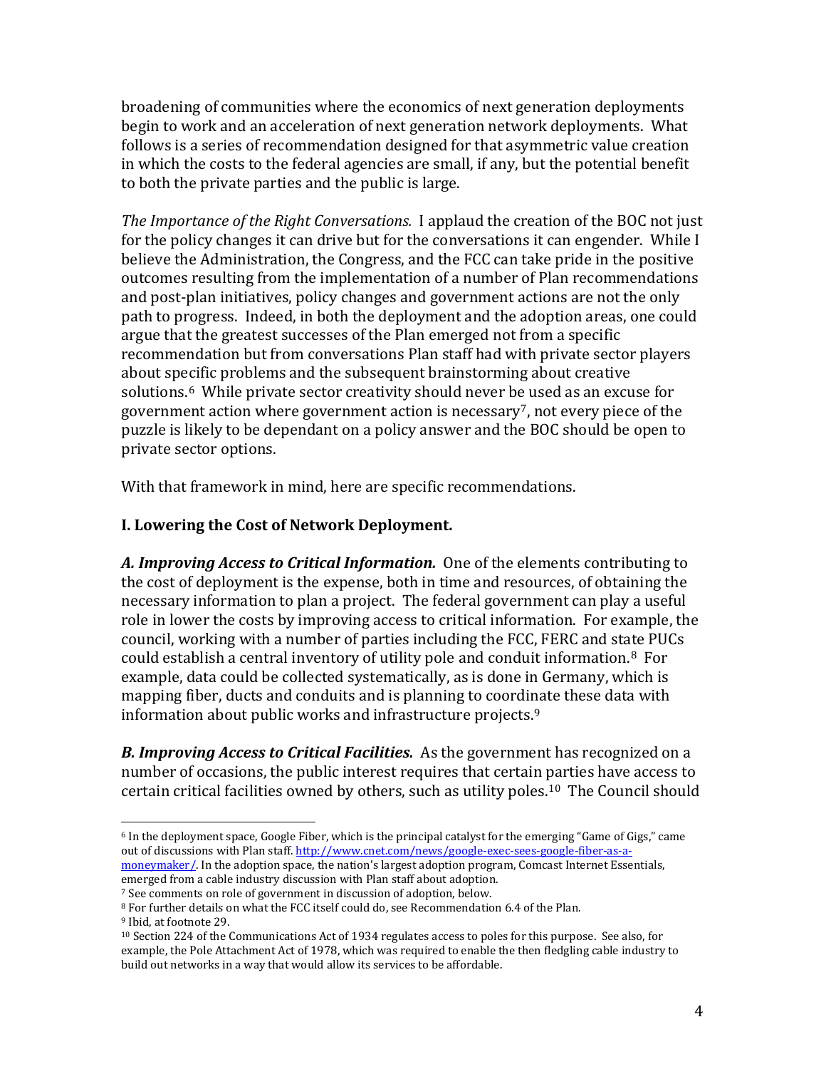broadening of communities where the economics of next generation deployments begin to work and an acceleration of next generation network deployments. What follows is a series of recommendation designed for that asymmetric value creation in which the costs to the federal agencies are small, if any, but the potential benefit to both the private parties and the public is large.

*The Importance of the Right Conversations.* I applaud the creation of the BOC not just for the policy changes it can drive but for the conversations it can engender. While I believe the Administration, the Congress, and the FCC can take pride in the positive outcomes resulting from the implementation of a number of Plan recommendations and post-plan initiatives, policy changes and government actions are not the only path to progress. Indeed, in both the deployment and the adoption areas, one could argue that the greatest successes of the Plan emerged not from a specific recommendation but from conversations Plan staff had with private sector players about specific problems and the subsequent brainstorming about creative solutions.[6] While private sector creativity should never be used as an excuse for government action where government action is necessary[7], not every piece of the puzzle is likely to be dependant on a policy answer and the BOC should be open to private sector options.

With that framework in mind, here are specific recommendations.

**I. Lowering the Cost of Network Deployment.**

***A. Improving Access to Critical Information.*** One of the elements contributing to the cost of deployment is the expense, both in time and resources, of obtaining the necessary information to plan a project. The federal government can play a useful role in lower the costs by improving access to critical information. For example, the council, working with a number of parties including the FCC, FERC and state PUCs could establish a central inventory of utility pole and conduit information.[8] For example, data could be collected systematically, as is done in Germany, which is mapping fiber, ducts and conduits and is planning to coordinate these data with information about public works and infrastructure projects.[9]

***B. Improving Access to Critical Facilities.*** As the government has recognized on a number of occasions, the public interest requires that certain parties have access to certain critical facilities owned by others, such as utility poles.[10] The Council should

---

[6] In the deployment space, Google Fiber, which is the principal catalyst for the emerging "Game of Gigs," came out of discussions with Plan staff. http://www.cnet.com/news/google-exec-sees-google-fiber-as-a-moneymaker/. In the adoption space, the nation's largest adoption program, Comcast Internet Essentials, emerged from a cable industry discussion with Plan staff about adoption.

[7] See comments on role of government in discussion of adoption, below.

[8] For further details on what the FCC itself could do, see Recommendation 6.4 of the Plan.

[9] Ibid, at footnote 29.

[10] Section 224 of the Communications Act of 1934 regulates access to poles for this purpose. See also, for example, the Pole Attachment Act of 1978, which was required to enable the then fledgling cable industry to build out networks in a way that would allow its services to be affordable.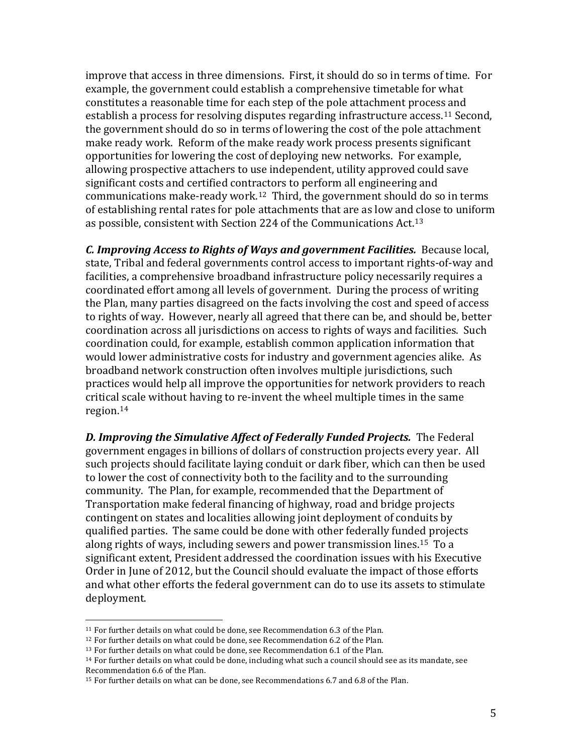improve that access in three dimensions. First, it should do so in terms of time. For example, the government could establish a comprehensive timetable for what constitutes a reasonable time for each step of the pole attachment process and establish a process for resolving disputes regarding infrastructure access.[11] Second, the government should do so in terms of lowering the cost of the pole attachment make ready work. Reform of the make ready work process presents significant opportunities for lowering the cost of deploying new networks. For example, allowing prospective attachers to use independent, utility approved could save significant costs and certified contractors to perform all engineering and communications make-ready work.[12] Third, the government should do so in terms of establishing rental rates for pole attachments that are as low and close to uniform as possible, consistent with Section 224 of the Communications Act.[13]

***C. Improving Access to Rights of Ways and government Facilities.*** Because local, state, Tribal and federal governments control access to important rights-of-way and facilities, a comprehensive broadband infrastructure policy necessarily requires a coordinated effort among all levels of government. During the process of writing the Plan, many parties disagreed on the facts involving the cost and speed of access to rights of way. However, nearly all agreed that there can be, and should be, better coordination across all jurisdictions on access to rights of ways and facilities. Such coordination could, for example, establish common application information that would lower administrative costs for industry and government agencies alike. As broadband network construction often involves multiple jurisdictions, such practices would help all improve the opportunities for network providers to reach critical scale without having to re-invent the wheel multiple times in the same region.[14]

***D. Improving the Simulative Affect of Federally Funded Projects.*** The Federal government engages in billions of dollars of construction projects every year. All such projects should facilitate laying conduit or dark fiber, which can then be used to lower the cost of connectivity both to the facility and to the surrounding community. The Plan, for example, recommended that the Department of Transportation make federal financing of highway, road and bridge projects contingent on states and localities allowing joint deployment of conduits by qualified parties. The same could be done with other federally funded projects along rights of ways, including sewers and power transmission lines.[15] To a significant extent, President addressed the coordination issues with his Executive Order in June of 2012, but the Council should evaluate the impact of those efforts and what other efforts the federal government can do to use its assets to stimulate deployment.

---

[11] For further details on what could be done, see Recommendation 6.3 of the Plan.

[12] For further details on what could be done, see Recommendation 6.2 of the Plan.

[13] For further details on what could be done, see Recommendation 6.1 of the Plan.

[14] For further details on what could be done, including what such a council should see as its mandate, see Recommendation 6.6 of the Plan.

[15] For further details on what can be done, see Recommendations 6.7 and 6.8 of the Plan.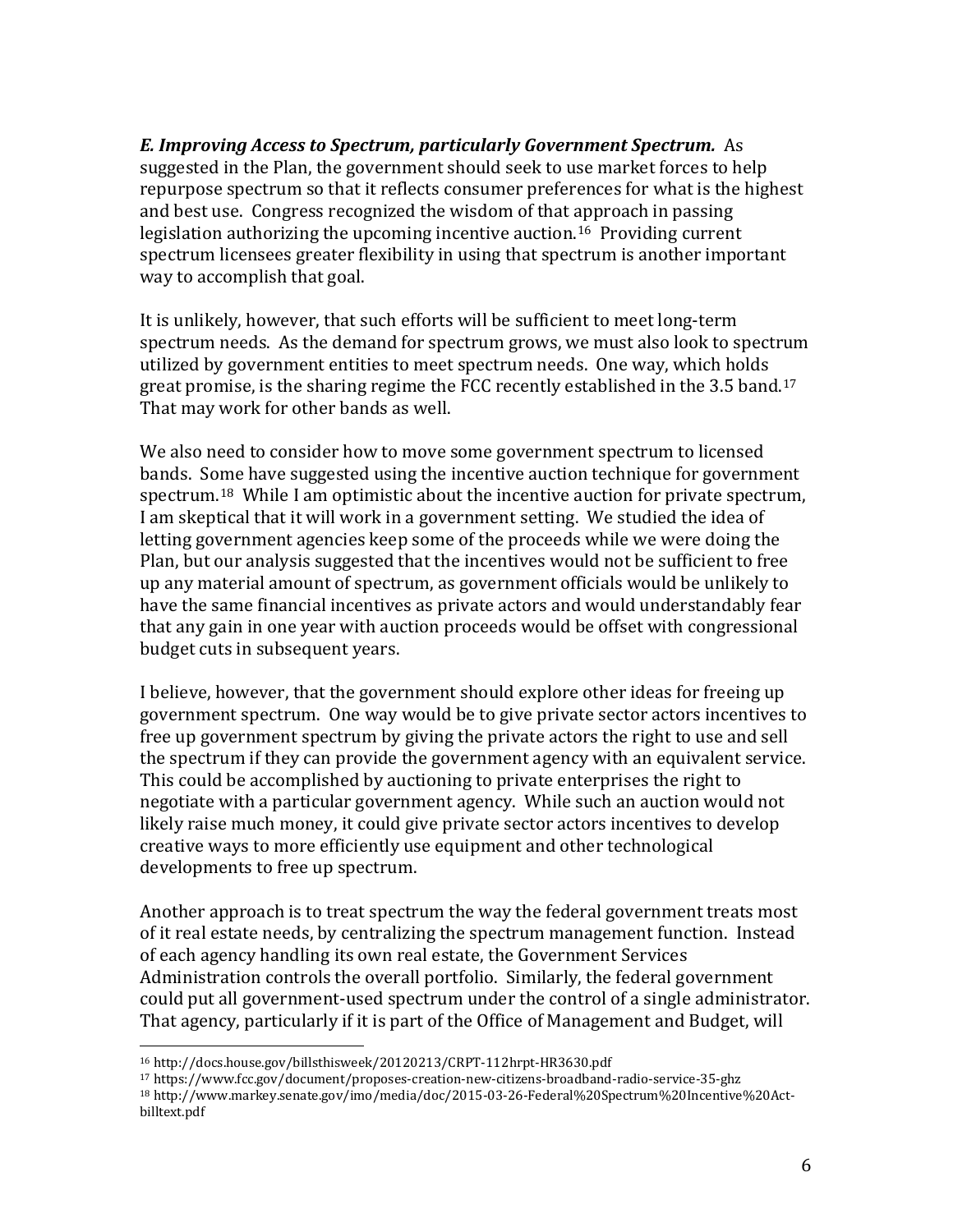***E. Improving Access to Spectrum, particularly Government Spectrum.*** As suggested in the Plan, the government should seek to use market forces to help repurpose spectrum so that it reflects consumer preferences for what is the highest and best use. Congress recognized the wisdom of that approach in passing legislation authorizing the upcoming incentive auction.[16] Providing current spectrum licensees greater flexibility in using that spectrum is another important way to accomplish that goal.

It is unlikely, however, that such efforts will be sufficient to meet long-term spectrum needs. As the demand for spectrum grows, we must also look to spectrum utilized by government entities to meet spectrum needs. One way, which holds great promise, is the sharing regime the FCC recently established in the 3.5 band.[17] That may work for other bands as well.

We also need to consider how to move some government spectrum to licensed bands. Some have suggested using the incentive auction technique for government spectrum.[18] While I am optimistic about the incentive auction for private spectrum, I am skeptical that it will work in a government setting. We studied the idea of letting government agencies keep some of the proceeds while we were doing the Plan, but our analysis suggested that the incentives would not be sufficient to free up any material amount of spectrum, as government officials would be unlikely to have the same financial incentives as private actors and would understandably fear that any gain in one year with auction proceeds would be offset with congressional budget cuts in subsequent years.

I believe, however, that the government should explore other ideas for freeing up government spectrum. One way would be to give private sector actors incentives to free up government spectrum by giving the private actors the right to use and sell the spectrum if they can provide the government agency with an equivalent service. This could be accomplished by auctioning to private enterprises the right to negotiate with a particular government agency. While such an auction would not likely raise much money, it could give private sector actors incentives to develop creative ways to more efficiently use equipment and other technological developments to free up spectrum.

Another approach is to treat spectrum the way the federal government treats most of it real estate needs, by centralizing the spectrum management function. Instead of each agency handling its own real estate, the Government Services Administration controls the overall portfolio. Similarly, the federal government could put all government-used spectrum under the control of a single administrator. That agency, particularly if it is part of the Office of Management and Budget, will

---

[16] http://docs.house.gov/billsthisweek/20120213/CRPT-112hrpt-HR3630.pdf

[17] https://www.fcc.gov/document/proposes-creation-new-citizens-broadband-radio-service-35-ghz

[18] http://www.markey.senate.gov/imo/media/doc/2015-03-26-Federal%20Spectrum%20Incentive%20Act-billtext.pdf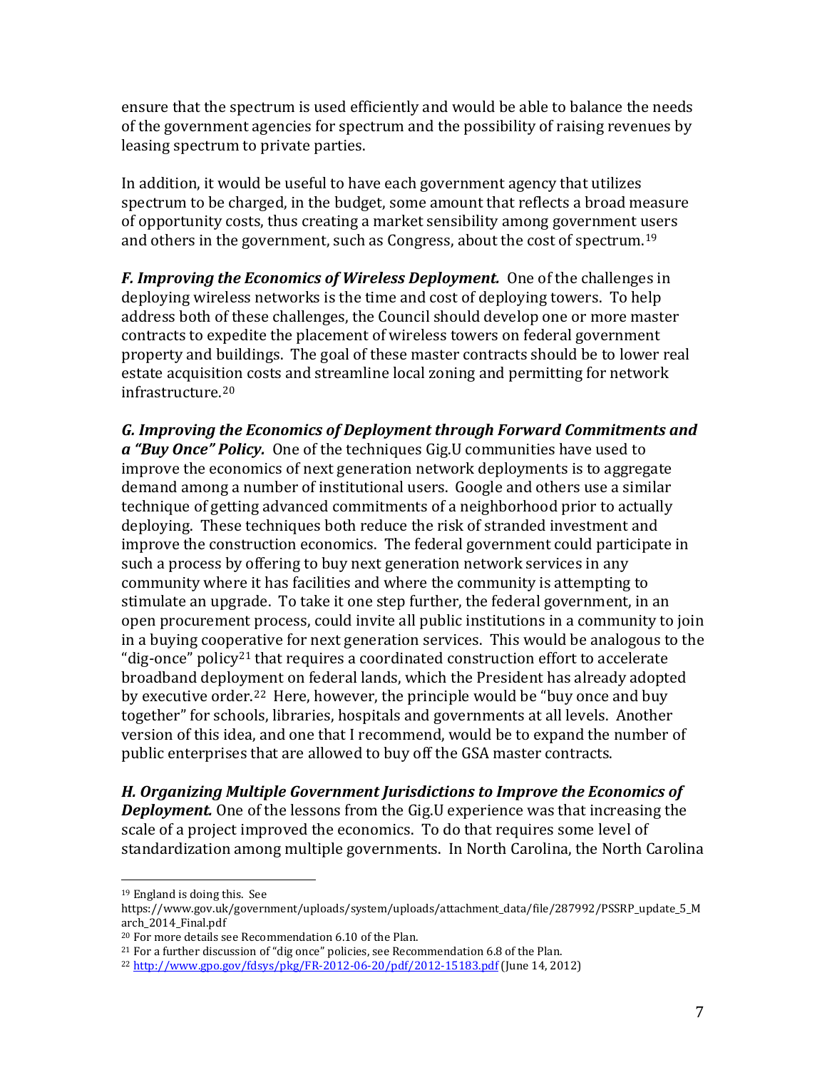ensure that the spectrum is used efficiently and would be able to balance the needs of the government agencies for spectrum and the possibility of raising revenues by leasing spectrum to private parties.

In addition, it would be useful to have each government agency that utilizes spectrum to be charged, in the budget, some amount that reflects a broad measure of opportunity costs, thus creating a market sensibility among government users and others in the government, such as Congress, about the cost of spectrum.[19]

***F. Improving the Economics of Wireless Deployment.*** One of the challenges in deploying wireless networks is the time and cost of deploying towers. To help address both of these challenges, the Council should develop one or more master contracts to expedite the placement of wireless towers on federal government property and buildings. The goal of these master contracts should be to lower real estate acquisition costs and streamline local zoning and permitting for network infrastructure.[20]

***G. Improving the Economics of Deployment through Forward Commitments and a "Buy Once" Policy.*** One of the techniques Gig.U communities have used to improve the economics of next generation network deployments is to aggregate demand among a number of institutional users. Google and others use a similar technique of getting advanced commitments of a neighborhood prior to actually deploying. These techniques both reduce the risk of stranded investment and improve the construction economics. The federal government could participate in such a process by offering to buy next generation network services in any community where it has facilities and where the community is attempting to stimulate an upgrade. To take it one step further, the federal government, in an open procurement process, could invite all public institutions in a community to join in a buying cooperative for next generation services. This would be analogous to the "dig-once" policy[21] that requires a coordinated construction effort to accelerate broadband deployment on federal lands, which the President has already adopted by executive order.[22] Here, however, the principle would be "buy once and buy together" for schools, libraries, hospitals and governments at all levels. Another version of this idea, and one that I recommend, would be to expand the number of public enterprises that are allowed to buy off the GSA master contracts.

***H. Organizing Multiple Government Jurisdictions to Improve the Economics of Deployment.*** One of the lessons from the Gig.U experience was that increasing the scale of a project improved the economics. To do that requires some level of standardization among multiple governments. In North Carolina, the North Carolina

---

[19] England is doing this. See https://www.gov.uk/government/uploads/system/uploads/attachment_data/file/287992/PSSRP_update_5_March_2014_Final.pdf

[20] For more details see Recommendation 6.10 of the Plan.

[21] For a further discussion of "dig once" policies, see Recommendation 6.8 of the Plan.

[22] http://www.gpo.gov/fdsys/pkg/FR-2012-06-20/pdf/2012-15183.pdf (June 14, 2012)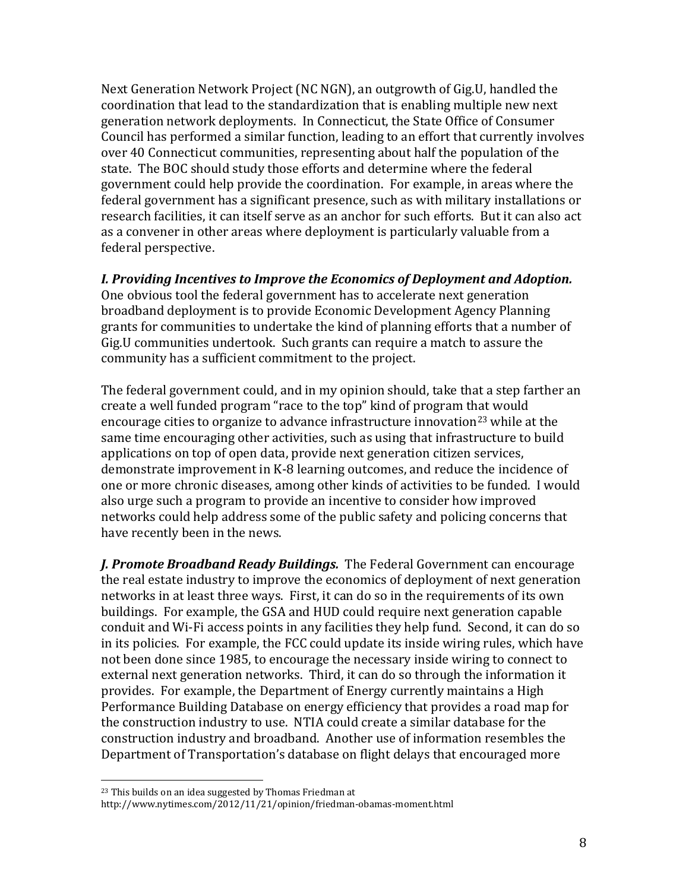Next Generation Network Project (NC NGN), an outgrowth of Gig.U, handled the coordination that lead to the standardization that is enabling multiple new next generation network deployments. In Connecticut, the State Office of Consumer Council has performed a similar function, leading to an effort that currently involves over 40 Connecticut communities, representing about half the population of the state. The BOC should study those efforts and determine where the federal government could help provide the coordination. For example, in areas where the federal government has a significant presence, such as with military installations or research facilities, it can itself serve as an anchor for such efforts. But it can also act as a convener in other areas where deployment is particularly valuable from a federal perspective.

***I. Providing Incentives to Improve the Economics of Deployment and Adoption.*** One obvious tool the federal government has to accelerate next generation broadband deployment is to provide Economic Development Agency Planning grants for communities to undertake the kind of planning efforts that a number of Gig.U communities undertook. Such grants can require a match to assure the community has a sufficient commitment to the project.

The federal government could, and in my opinion should, take that a step farther an create a well funded program "race to the top" kind of program that would encourage cities to organize to advance infrastructure innovation[23] while at the same time encouraging other activities, such as using that infrastructure to build applications on top of open data, provide next generation citizen services, demonstrate improvement in K-8 learning outcomes, and reduce the incidence of one or more chronic diseases, among other kinds of activities to be funded. I would also urge such a program to provide an incentive to consider how improved networks could help address some of the public safety and policing concerns that have recently been in the news.

***J. Promote Broadband Ready Buildings.*** The Federal Government can encourage the real estate industry to improve the economics of deployment of next generation networks in at least three ways. First, it can do so in the requirements of its own buildings. For example, the GSA and HUD could require next generation capable conduit and Wi-Fi access points in any facilities they help fund. Second, it can do so in its policies. For example, the FCC could update its inside wiring rules, which have not been done since 1985, to encourage the necessary inside wiring to connect to external next generation networks. Third, it can do so through the information it provides. For example, the Department of Energy currently maintains a High Performance Building Database on energy efficiency that provides a road map for the construction industry to use. NTIA could create a similar database for the construction industry and broadband. Another use of information resembles the Department of Transportation's database on flight delays that encouraged more

[23] This builds on an idea suggested by Thomas Friedman at http://www.nytimes.com/2012/11/21/opinion/friedman-obamas-moment.html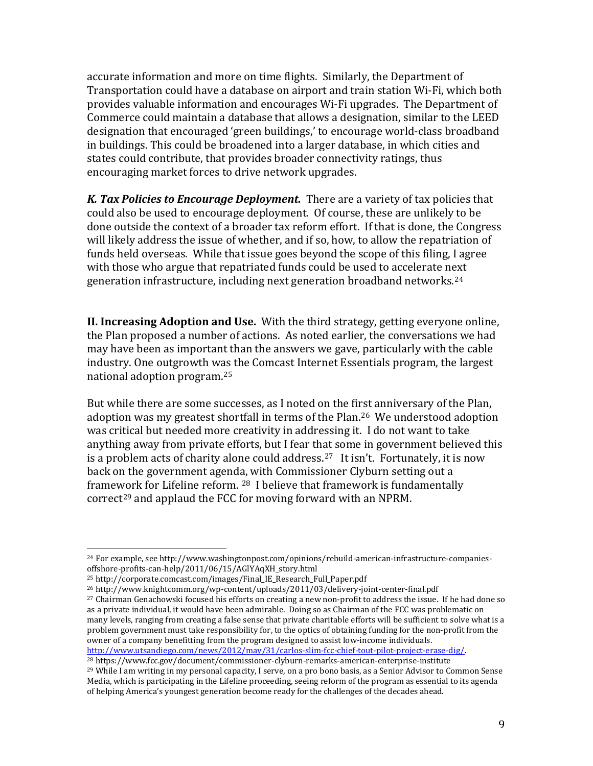accurate information and more on time flights. Similarly, the Department of Transportation could have a database on airport and train station Wi-Fi, which both provides valuable information and encourages Wi-Fi upgrades. The Department of Commerce could maintain a database that allows a designation, similar to the LEED designation that encouraged 'green buildings,' to encourage world-class broadband in buildings. This could be broadened into a larger database, in which cities and states could contribute, that provides broader connectivity ratings, thus encouraging market forces to drive network upgrades.

***K. Tax Policies to Encourage Deployment.*** There are a variety of tax policies that could also be used to encourage deployment. Of course, these are unlikely to be done outside the context of a broader tax reform effort. If that is done, the Congress will likely address the issue of whether, and if so, how, to allow the repatriation of funds held overseas. While that issue goes beyond the scope of this filing, I agree with those who argue that repatriated funds could be used to accelerate next generation infrastructure, including next generation broadband networks.[24]

**II. Increasing Adoption and Use.** With the third strategy, getting everyone online, the Plan proposed a number of actions. As noted earlier, the conversations we had may have been as important than the answers we gave, particularly with the cable industry. One outgrowth was the Comcast Internet Essentials program, the largest national adoption program.[25]

But while there are some successes, as I noted on the first anniversary of the Plan, adoption was my greatest shortfall in terms of the Plan.[26] We understood adoption was critical but needed more creativity in addressing it. I do not want to take anything away from private efforts, but I fear that some in government believed this is a problem acts of charity alone could address.[27] It isn't. Fortunately, it is now back on the government agenda, with Commissioner Clyburn setting out a framework for Lifeline reform. [28] I believe that framework is fundamentally correct[29] and applaud the FCC for moving forward with an NPRM.

---

[24] For example, see http://www.washingtonpost.com/opinions/rebuild-american-infrastructure-companies-offshore-profits-can-help/2011/06/15/AGlYAqXH_story.html

[25] http://corporate.comcast.com/images/Final_IE_Research_Full_Paper.pdf

[26] http://www.knightcomm.org/wp-content/uploads/2011/03/delivery-joint-center-final.pdf

[27] Chairman Genachowski focused his efforts on creating a new non-profit to address the issue. If he had done so as a private individual, it would have been admirable. Doing so as Chairman of the FCC was problematic on many levels, ranging from creating a false sense that private charitable efforts will be sufficient to solve what is a problem government must take responsibility for, to the optics of obtaining funding for the non-profit from the owner of a company benefitting from the program designed to assist low-income individuals. http://www.utsandiego.com/news/2012/may/31/carlos-slim-fcc-chief-tout-pilot-project-erase-dig/.

[28] https://www.fcc.gov/document/commissioner-clyburn-remarks-american-enterprise-institute

[29] While I am writing in my personal capacity, I serve, on a pro bono basis, as a Senior Advisor to Common Sense Media, which is participating in the Lifeline proceeding, seeing reform of the program as essential to its agenda of helping America's youngest generation become ready for the challenges of the decades ahead.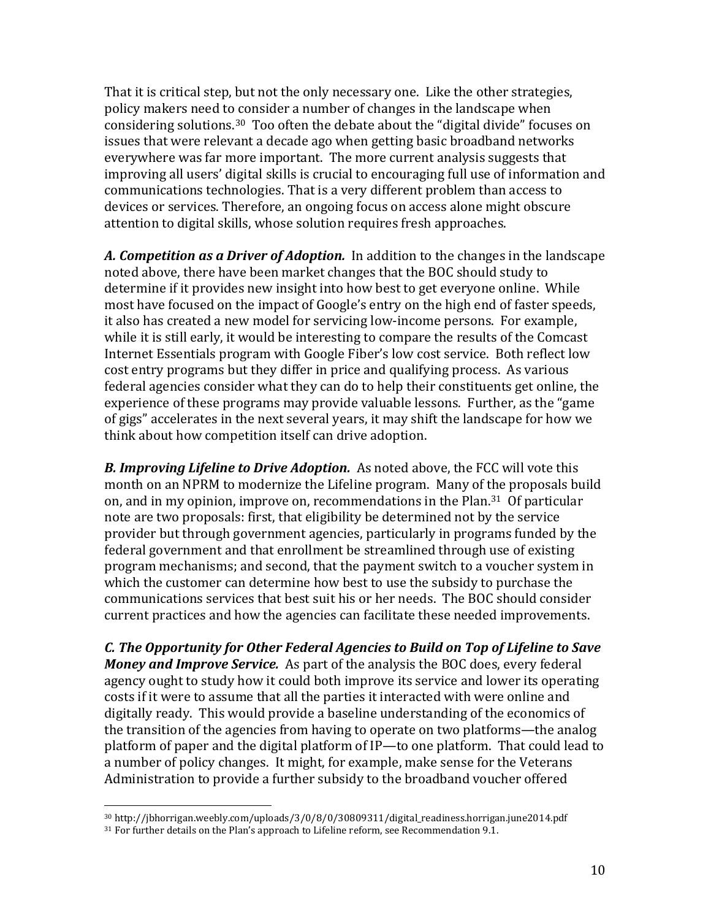That it is critical step, but not the only necessary one. Like the other strategies, policy makers need to consider a number of changes in the landscape when considering solutions.[30] Too often the debate about the "digital divide" focuses on issues that were relevant a decade ago when getting basic broadband networks everywhere was far more important. The more current analysis suggests that improving all users' digital skills is crucial to encouraging full use of information and communications technologies. That is a very different problem than access to devices or services. Therefore, an ongoing focus on access alone might obscure attention to digital skills, whose solution requires fresh approaches.

***A. Competition as a Driver of Adoption.*** In addition to the changes in the landscape noted above, there have been market changes that the BOC should study to determine if it provides new insight into how best to get everyone online. While most have focused on the impact of Google's entry on the high end of faster speeds, it also has created a new model for servicing low-income persons. For example, while it is still early, it would be interesting to compare the results of the Comcast Internet Essentials program with Google Fiber's low cost service. Both reflect low cost entry programs but they differ in price and qualifying process. As various federal agencies consider what they can do to help their constituents get online, the experience of these programs may provide valuable lessons. Further, as the "game of gigs" accelerates in the next several years, it may shift the landscape for how we think about how competition itself can drive adoption.

***B. Improving Lifeline to Drive Adoption.*** As noted above, the FCC will vote this month on an NPRM to modernize the Lifeline program. Many of the proposals build on, and in my opinion, improve on, recommendations in the Plan.[31] Of particular note are two proposals: first, that eligibility be determined not by the service provider but through government agencies, particularly in programs funded by the federal government and that enrollment be streamlined through use of existing program mechanisms; and second, that the payment switch to a voucher system in which the customer can determine how best to use the subsidy to purchase the communications services that best suit his or her needs. The BOC should consider current practices and how the agencies can facilitate these needed improvements.

***C. The Opportunity for Other Federal Agencies to Build on Top of Lifeline to Save Money and Improve Service.*** As part of the analysis the BOC does, every federal agency ought to study how it could both improve its service and lower its operating costs if it were to assume that all the parties it interacted with were online and digitally ready. This would provide a baseline understanding of the economics of the transition of the agencies from having to operate on two platforms—the analog platform of paper and the digital platform of IP—to one platform. That could lead to a number of policy changes. It might, for example, make sense for the Veterans Administration to provide a further subsidy to the broadband voucher offered

---

[30] http://jbhorrigan.weebly.com/uploads/3/0/8/0/30809311/digital_readiness.horrigan.june2014.pdf

[31] For further details on the Plan's approach to Lifeline reform, see Recommendation 9.1.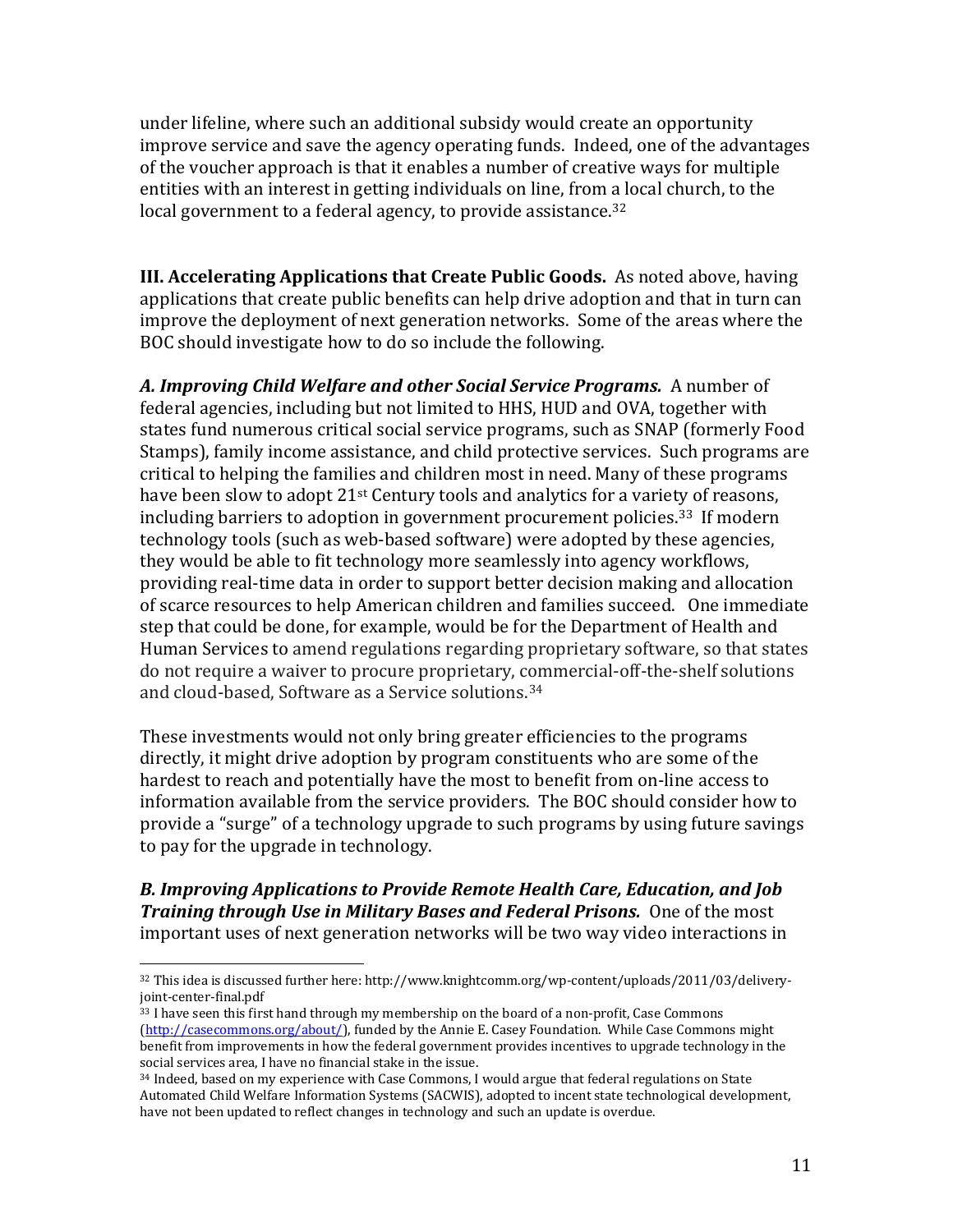under lifeline, where such an additional subsidy would create an opportunity improve service and save the agency operating funds. Indeed, one of the advantages of the voucher approach is that it enables a number of creative ways for multiple entities with an interest in getting individuals on line, from a local church, to the local government to a federal agency, to provide assistance.[32]

**III. Accelerating Applications that Create Public Goods.** As noted above, having applications that create public benefits can help drive adoption and that in turn can improve the deployment of next generation networks. Some of the areas where the BOC should investigate how to do so include the following.

***A. Improving Child Welfare and other Social Service Programs.*** A number of federal agencies, including but not limited to HHS, HUD and OVA, together with states fund numerous critical social service programs, such as SNAP (formerly Food Stamps), family income assistance, and child protective services. Such programs are critical to helping the families and children most in need. Many of these programs have been slow to adopt 21st Century tools and analytics for a variety of reasons, including barriers to adoption in government procurement policies.[33] If modern technology tools (such as web-based software) were adopted by these agencies, they would be able to fit technology more seamlessly into agency workflows, providing real-time data in order to support better decision making and allocation of scarce resources to help American children and families succeed. One immediate step that could be done, for example, would be for the Department of Health and Human Services to amend regulations regarding proprietary software, so that states do not require a waiver to procure proprietary, commercial-off-the-shelf solutions and cloud-based, Software as a Service solutions.[34]

These investments would not only bring greater efficiencies to the programs directly, it might drive adoption by program constituents who are some of the hardest to reach and potentially have the most to benefit from on-line access to information available from the service providers. The BOC should consider how to provide a "surge" of a technology upgrade to such programs by using future savings to pay for the upgrade in technology.

***B. Improving Applications to Provide Remote Health Care, Education, and Job Training through Use in Military Bases and Federal Prisons.*** One of the most important uses of next generation networks will be two way video interactions in

---

[32] This idea is discussed further here: http://www.knightcomm.org/wp-content/uploads/2011/03/delivery-joint-center-final.pdf

[33] I have seen this first hand through my membership on the board of a non-profit, Case Commons (http://casecommons.org/about/), funded by the Annie E. Casey Foundation. While Case Commons might benefit from improvements in how the federal government provides incentives to upgrade technology in the social services area, I have no financial stake in the issue.

[34] Indeed, based on my experience with Case Commons, I would argue that federal regulations on State Automated Child Welfare Information Systems (SACWIS), adopted to incent state technological development, have not been updated to reflect changes in technology and such an update is overdue.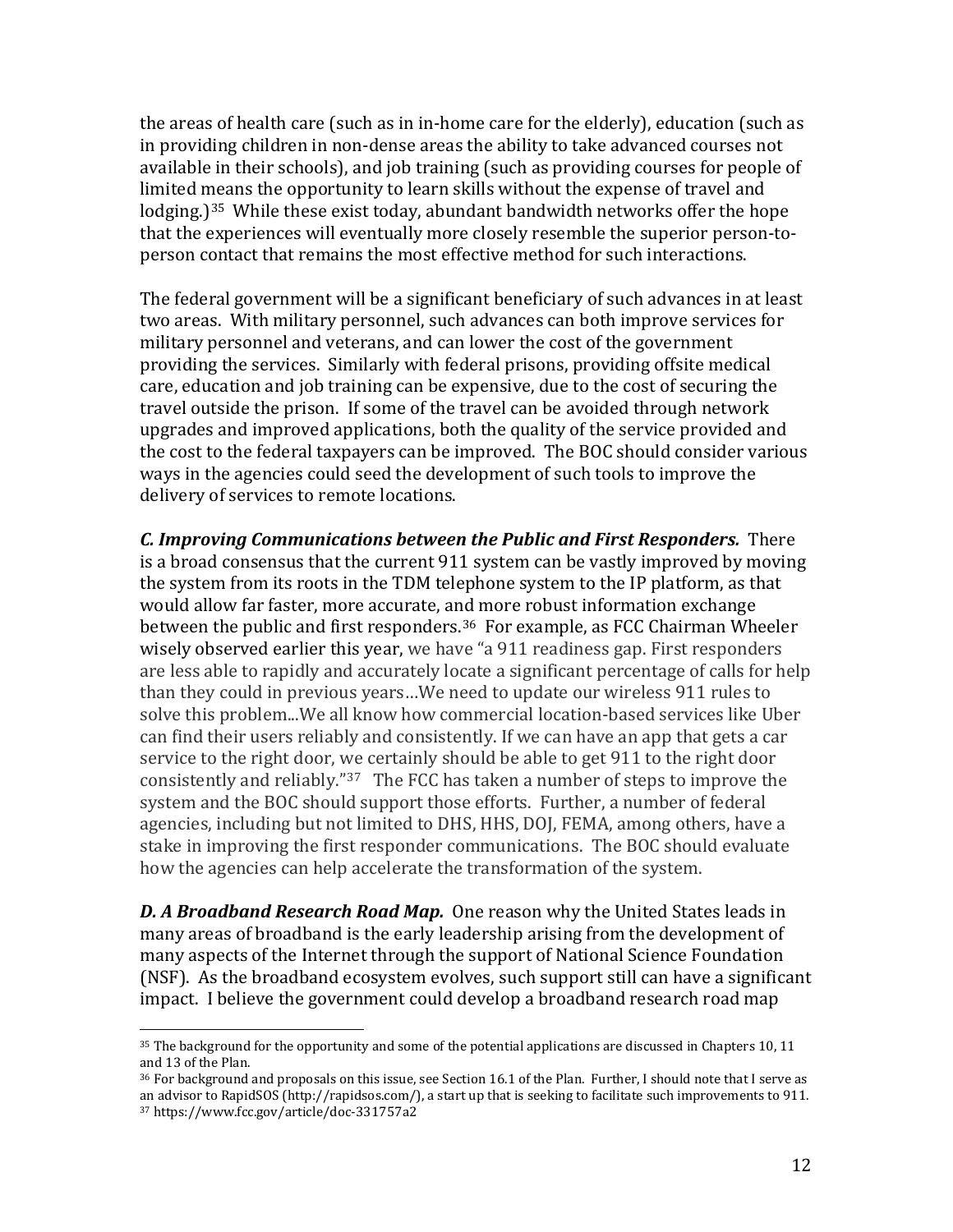the areas of health care (such as in in-home care for the elderly), education (such as in providing children in non-dense areas the ability to take advanced courses not available in their schools), and job training (such as providing courses for people of limited means the opportunity to learn skills without the expense of travel and lodging.)[35] While these exist today, abundant bandwidth networks offer the hope that the experiences will eventually more closely resemble the superior person-to-person contact that remains the most effective method for such interactions.

The federal government will be a significant beneficiary of such advances in at least two areas. With military personnel, such advances can both improve services for military personnel and veterans, and can lower the cost of the government providing the services. Similarly with federal prisons, providing offsite medical care, education and job training can be expensive, due to the cost of securing the travel outside the prison. If some of the travel can be avoided through network upgrades and improved applications, both the quality of the service provided and the cost to the federal taxpayers can be improved. The BOC should consider various ways in the agencies could seed the development of such tools to improve the delivery of services to remote locations.

***C. Improving Communications between the Public and First Responders.*** There is a broad consensus that the current 911 system can be vastly improved by moving the system from its roots in the TDM telephone system to the IP platform, as that would allow far faster, more accurate, and more robust information exchange between the public and first responders.[36] For example, as FCC Chairman Wheeler wisely observed earlier this year, we have "a 911 readiness gap. First responders are less able to rapidly and accurately locate a significant percentage of calls for help than they could in previous years…We need to update our wireless 911 rules to solve this problem...We all know how commercial location-based services like Uber can find their users reliably and consistently. If we can have an app that gets a car service to the right door, we certainly should be able to get 911 to the right door consistently and reliably."[37] The FCC has taken a number of steps to improve the system and the BOC should support those efforts. Further, a number of federal agencies, including but not limited to DHS, HHS, DOJ, FEMA, among others, have a stake in improving the first responder communications. The BOC should evaluate how the agencies can help accelerate the transformation of the system.

***D. A Broadband Research Road Map.*** One reason why the United States leads in many areas of broadband is the early leadership arising from the development of many aspects of the Internet through the support of National Science Foundation (NSF). As the broadband ecosystem evolves, such support still can have a significant impact. I believe the government could develop a broadband research road map

---

[35] The background for the opportunity and some of the potential applications are discussed in Chapters 10, 11 and 13 of the Plan.

[36] For background and proposals on this issue, see Section 16.1 of the Plan. Further, I should note that I serve as an advisor to RapidSOS (http://rapidsos.com/), a start up that is seeking to facilitate such improvements to 911.

[37] https://www.fcc.gov/article/doc-331757a2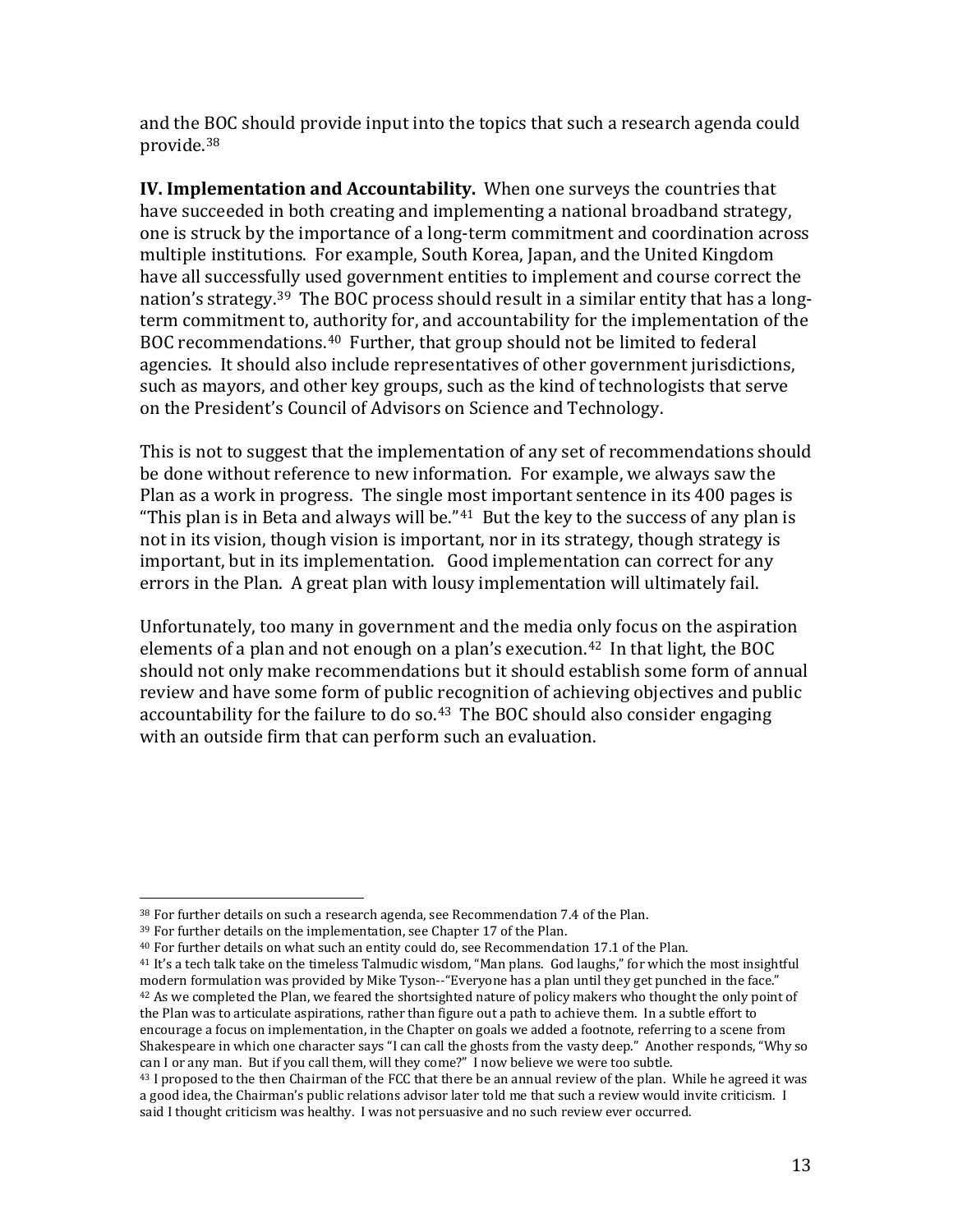and the BOC should provide input into the topics that such a research agenda could provide.[38]

**IV. Implementation and Accountability.** When one surveys the countries that have succeeded in both creating and implementing a national broadband strategy, one is struck by the importance of a long-term commitment and coordination across multiple institutions. For example, South Korea, Japan, and the United Kingdom have all successfully used government entities to implement and course correct the nation's strategy.[39] The BOC process should result in a similar entity that has a long-term commitment to, authority for, and accountability for the implementation of the BOC recommendations.[40] Further, that group should not be limited to federal agencies. It should also include representatives of other government jurisdictions, such as mayors, and other key groups, such as the kind of technologists that serve on the President's Council of Advisors on Science and Technology.

This is not to suggest that the implementation of any set of recommendations should be done without reference to new information. For example, we always saw the Plan as a work in progress. The single most important sentence in its 400 pages is "This plan is in Beta and always will be."[41] But the key to the success of any plan is not in its vision, though vision is important, nor in its strategy, though strategy is important, but in its implementation. Good implementation can correct for any errors in the Plan. A great plan with lousy implementation will ultimately fail.

Unfortunately, too many in government and the media only focus on the aspiration elements of a plan and not enough on a plan's execution.[42] In that light, the BOC should not only make recommendations but it should establish some form of annual review and have some form of public recognition of achieving objectives and public accountability for the failure to do so.[43] The BOC should also consider engaging with an outside firm that can perform such an evaluation.

---

[38] For further details on such a research agenda, see Recommendation 7.4 of the Plan.

[39] For further details on the implementation, see Chapter 17 of the Plan.

[40] For further details on what such an entity could do, see Recommendation 17.1 of the Plan.

[41] It's a tech talk take on the timeless Talmudic wisdom, "Man plans. God laughs," for which the most insightful modern formulation was provided by Mike Tyson--"Everyone has a plan until they get punched in the face."

[42] As we completed the Plan, we feared the shortsighted nature of policy makers who thought the only point of the Plan was to articulate aspirations, rather than figure out a path to achieve them. In a subtle effort to encourage a focus on implementation, in the Chapter on goals we added a footnote, referring to a scene from Shakespeare in which one character says "I can call the ghosts from the vasty deep." Another responds, "Why so can I or any man. But if you call them, will they come?" I now believe we were too subtle.

[43] I proposed to the then Chairman of the FCC that there be an annual review of the plan. While he agreed it was a good idea, the Chairman's public relations advisor later told me that such a review would invite criticism. I said I thought criticism was healthy. I was not persuasive and no such review ever occurred.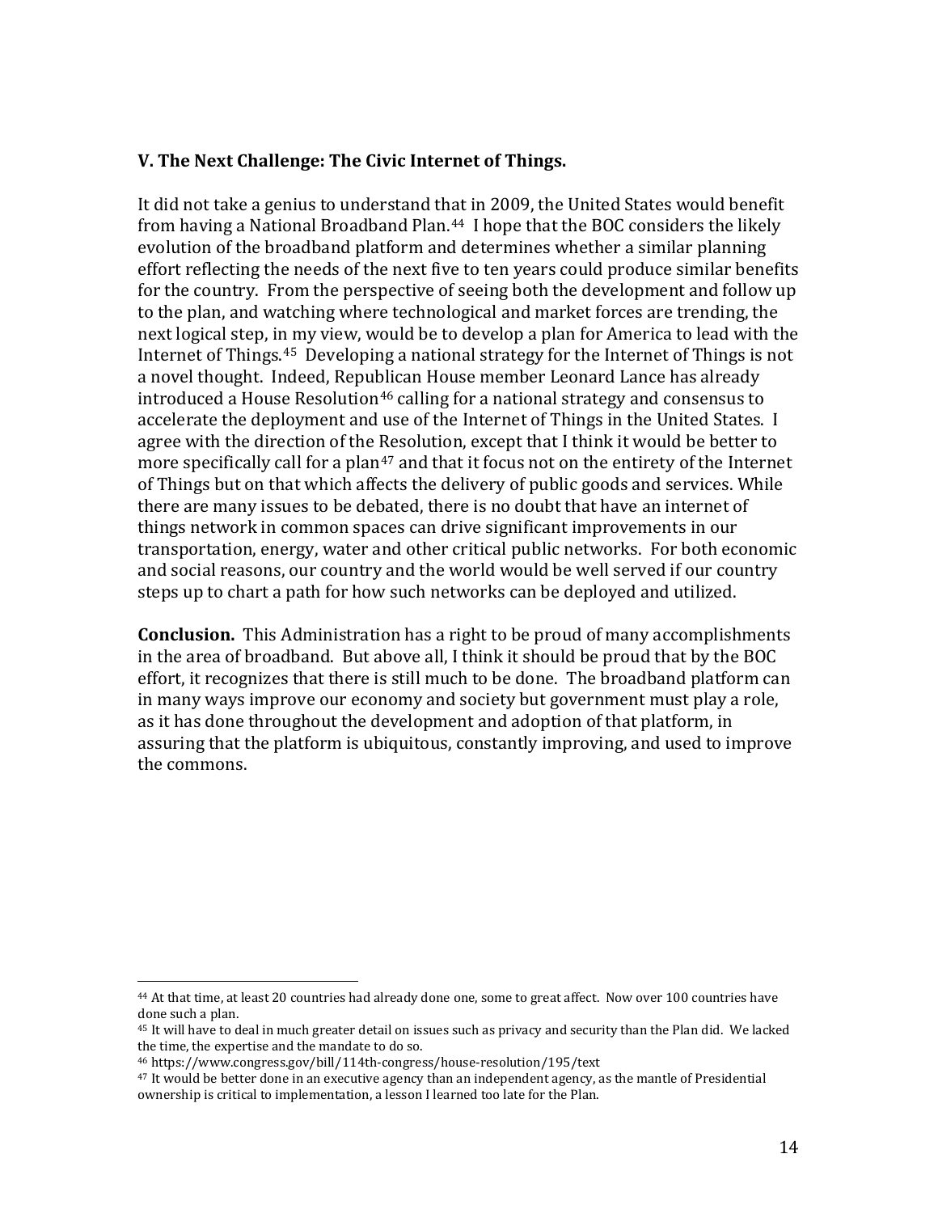### V. The Next Challenge: The Civic Internet of Things.

It did not take a genius to understand that in 2009, the United States would benefit from having a National Broadband Plan.[44] I hope that the BOC considers the likely evolution of the broadband platform and determines whether a similar planning effort reflecting the needs of the next five to ten years could produce similar benefits for the country. From the perspective of seeing both the development and follow up to the plan, and watching where technological and market forces are trending, the next logical step, in my view, would be to develop a plan for America to lead with the Internet of Things.[45] Developing a national strategy for the Internet of Things is not a novel thought. Indeed, Republican House member Leonard Lance has already introduced a House Resolution[46] calling for a national strategy and consensus to accelerate the deployment and use of the Internet of Things in the United States. I agree with the direction of the Resolution, except that I think it would be better to more specifically call for a plan[47] and that it focus not on the entirety of the Internet of Things but on that which affects the delivery of public goods and services. While there are many issues to be debated, there is no doubt that have an internet of things network in common spaces can drive significant improvements in our transportation, energy, water and other critical public networks. For both economic and social reasons, our country and the world would be well served if our country steps up to chart a path for how such networks can be deployed and utilized.

**Conclusion.** This Administration has a right to be proud of many accomplishments in the area of broadband. But above all, I think it should be proud that by the BOC effort, it recognizes that there is still much to be done. The broadband platform can in many ways improve our economy and society but government must play a role, as it has done throughout the development and adoption of that platform, in assuring that the platform is ubiquitous, constantly improving, and used to improve the commons.

---

[44] At that time, at least 20 countries had already done one, some to great affect. Now over 100 countries have done such a plan.

[45] It will have to deal in much greater detail on issues such as privacy and security than the Plan did. We lacked the time, the expertise and the mandate to do so.

[46] https://www.congress.gov/bill/114th-congress/house-resolution/195/text

[47] It would be better done in an executive agency than an independent agency, as the mantle of Presidential ownership is critical to implementation, a lesson I learned too late for the Plan.